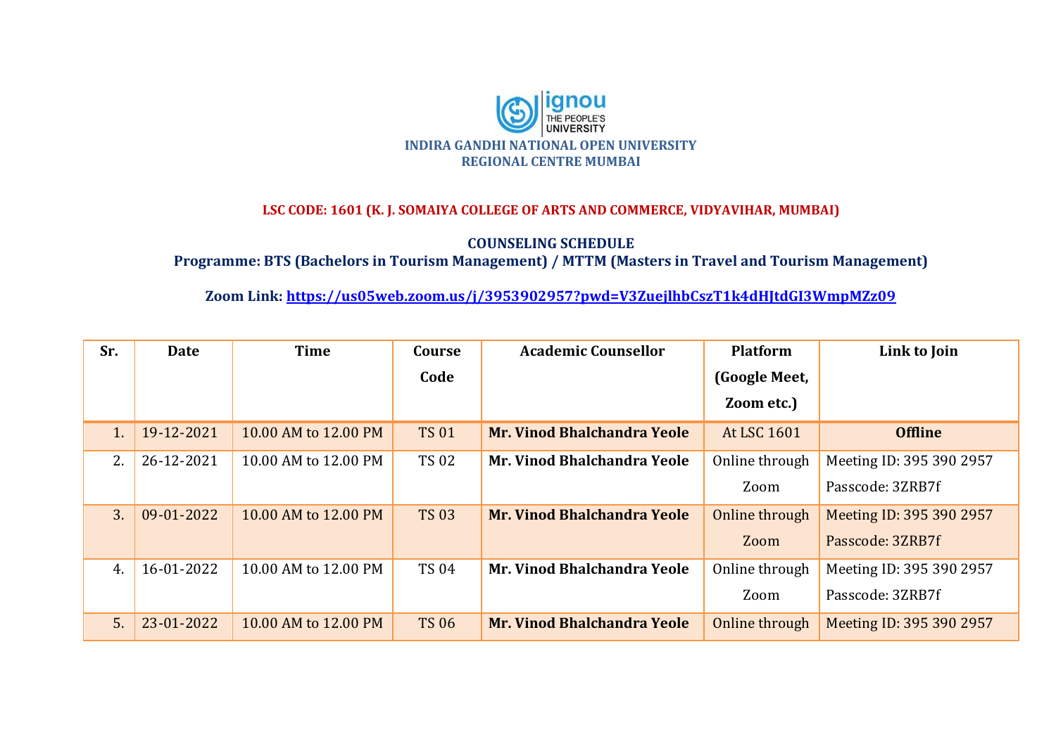ignou
THE PEOPLE'S
UNIVERSITY

**INDIRA GANDHI NATIONAL OPEN UNIVERSITY**
**REGIONAL CENTRE MUMBAI**

**LSC CODE: 1601 (K. J. SOMAIYA COLLEGE OF ARTS AND COMMERCE, VIDYAVIHAR, MUMBAI)**

**COUNSELING SCHEDULE**
**Programme: BTS (Bachelors in Tourism Management) / MTTM (Masters in Travel and Tourism Management)**

**Zoom Link: https://us05web.zoom.us/j/3953902957?pwd=V3ZuejlhbCszT1k4dHJtdGI3WmpMZz09**

| Sr. | Date | Time | Course Code | Academic Counsellor | Platform (Google Meet, Zoom etc.) | Link to Join |
|---|---|---|---|---|---|---|
| 1. | 19-12-2021 | 10.00 AM to 12.00 PM | TS 01 | **Mr. Vinod Bhalchandra Yeole** | At LSC 1601 | **Offline** |
| 2. | 26-12-2021 | 10.00 AM to 12.00 PM | TS 02 | **Mr. Vinod Bhalchandra Yeole** | Online through Zoom | Meeting ID: 395 390 2957 Passcode: 3ZRB7f |
| 3. | 09-01-2022 | 10.00 AM to 12.00 PM | TS 03 | **Mr. Vinod Bhalchandra Yeole** | Online through Zoom | Meeting ID: 395 390 2957 Passcode: 3ZRB7f |
| 4. | 16-01-2022 | 10.00 AM to 12.00 PM | TS 04 | **Mr. Vinod Bhalchandra Yeole** | Online through Zoom | Meeting ID: 395 390 2957 Passcode: 3ZRB7f |
| 5. | 23-01-2022 | 10.00 AM to 12.00 PM | TS 06 | **Mr. Vinod Bhalchandra Yeole** | Online through | Meeting ID: 395 390 2957 |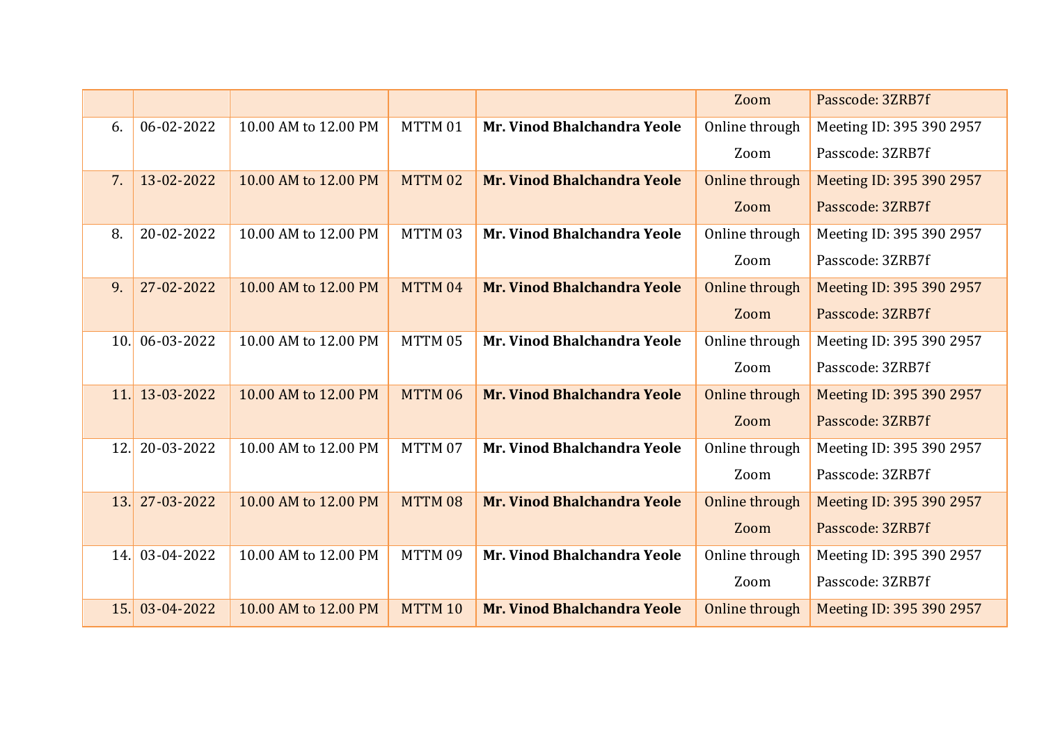| | | | | | Zoom | Passcode: 3ZRB7f |
|---|---|---|---|---|---|---|
| 6. | 06-02-2022 | 10.00 AM to 12.00 PM | MTTM 01 | **Mr. Vinod Bhalchandra Yeole** | Online through Zoom | Meeting ID: 395 390 2957 Passcode: 3ZRB7f |
| 7. | 13-02-2022 | 10.00 AM to 12.00 PM | MTTM 02 | **Mr. Vinod Bhalchandra Yeole** | Online through Zoom | Meeting ID: 395 390 2957 Passcode: 3ZRB7f |
| 8. | 20-02-2022 | 10.00 AM to 12.00 PM | MTTM 03 | **Mr. Vinod Bhalchandra Yeole** | Online through Zoom | Meeting ID: 395 390 2957 Passcode: 3ZRB7f |
| 9. | 27-02-2022 | 10.00 AM to 12.00 PM | MTTM 04 | **Mr. Vinod Bhalchandra Yeole** | Online through Zoom | Meeting ID: 395 390 2957 Passcode: 3ZRB7f |
| 10. | 06-03-2022 | 10.00 AM to 12.00 PM | MTTM 05 | **Mr. Vinod Bhalchandra Yeole** | Online through Zoom | Meeting ID: 395 390 2957 Passcode: 3ZRB7f |
| 11. | 13-03-2022 | 10.00 AM to 12.00 PM | MTTM 06 | **Mr. Vinod Bhalchandra Yeole** | Online through Zoom | Meeting ID: 395 390 2957 Passcode: 3ZRB7f |
| 12. | 20-03-2022 | 10.00 AM to 12.00 PM | MTTM 07 | **Mr. Vinod Bhalchandra Yeole** | Online through Zoom | Meeting ID: 395 390 2957 Passcode: 3ZRB7f |
| 13. | 27-03-2022 | 10.00 AM to 12.00 PM | MTTM 08 | **Mr. Vinod Bhalchandra Yeole** | Online through Zoom | Meeting ID: 395 390 2957 Passcode: 3ZRB7f |
| 14. | 03-04-2022 | 10.00 AM to 12.00 PM | MTTM 09 | **Mr. Vinod Bhalchandra Yeole** | Online through Zoom | Meeting ID: 395 390 2957 Passcode: 3ZRB7f |
| 15. | 03-04-2022 | 10.00 AM to 12.00 PM | MTTM 10 | **Mr. Vinod Bhalchandra Yeole** | Online through | Meeting ID: 395 390 2957 |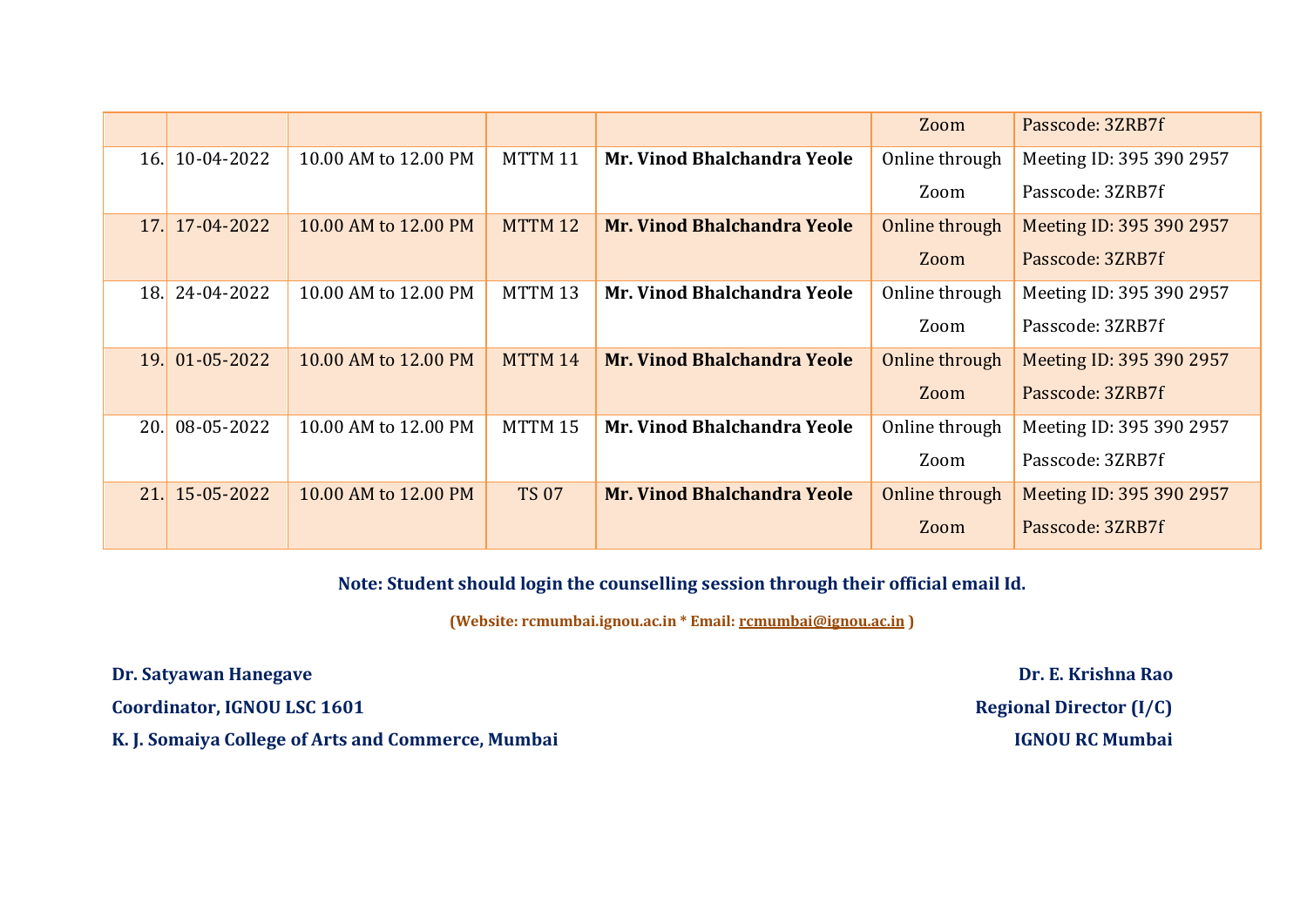| | | | | | | |
|---|---|---|---|---|---|---|
| | | | | | Zoom | Passcode: 3ZRB7f |
| 16. | 10-04-2022 | 10.00 AM to 12.00 PM | MTTM 11 | **Mr. Vinod Bhalchandra Yeole** | Online through Zoom | Meeting ID: 395 390 2957 Passcode: 3ZRB7f |
| 17. | 17-04-2022 | 10.00 AM to 12.00 PM | MTTM 12 | **Mr. Vinod Bhalchandra Yeole** | Online through Zoom | Meeting ID: 395 390 2957 Passcode: 3ZRB7f |
| 18. | 24-04-2022 | 10.00 AM to 12.00 PM | MTTM 13 | **Mr. Vinod Bhalchandra Yeole** | Online through Zoom | Meeting ID: 395 390 2957 Passcode: 3ZRB7f |
| 19. | 01-05-2022 | 10.00 AM to 12.00 PM | MTTM 14 | **Mr. Vinod Bhalchandra Yeole** | Online through Zoom | Meeting ID: 395 390 2957 Passcode: 3ZRB7f |
| 20. | 08-05-2022 | 10.00 AM to 12.00 PM | MTTM 15 | **Mr. Vinod Bhalchandra Yeole** | Online through Zoom | Meeting ID: 395 390 2957 Passcode: 3ZRB7f |
| 21. | 15-05-2022 | 10.00 AM to 12.00 PM | TS 07 | **Mr. Vinod Bhalchandra Yeole** | Online through Zoom | Meeting ID: 395 390 2957 Passcode: 3ZRB7f |

**Note: Student should login the counselling session through their official email Id.**

**(Website: rcmumbai.ignou.ac.in * Email: rcmumbai@ignou.ac.in )**

**Dr. Satyawan Hanegave**
**Coordinator, IGNOU LSC 1601**
**K. J. Somaiya College of Arts and Commerce, Mumbai**

**Dr. E. Krishna Rao**
**Regional Director (I/C)**
**IGNOU RC Mumbai**